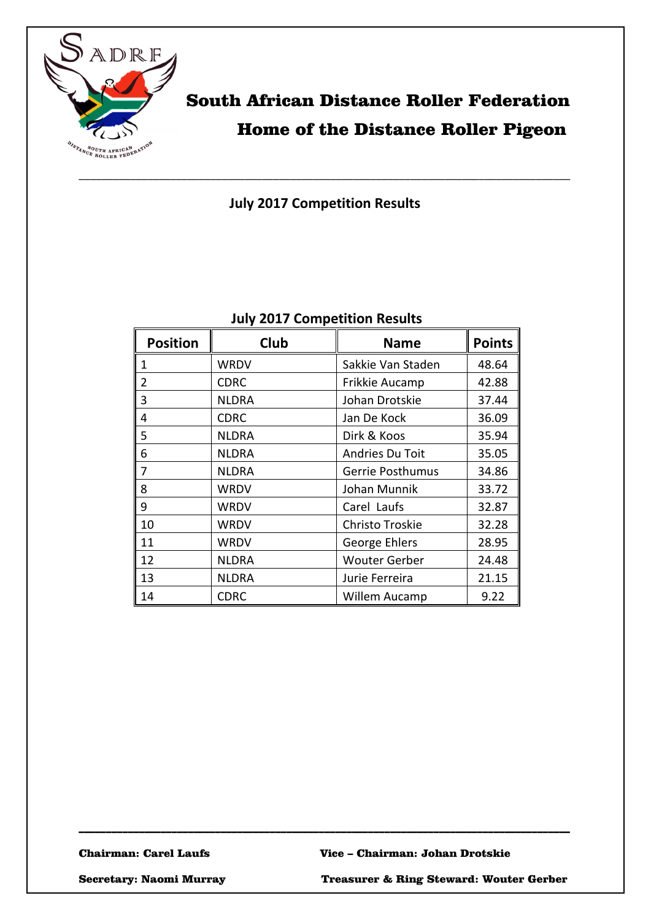# South African Distance Roller Federation

## Home of the Distance Roller Pigeon

---

### July 2017 Competition Results

**July 2017 Competition Results**

| Position | Club | Name | Points |
|---|---|---|---|
| 1 | WRDV | Sakkie Van Staden | 48.64 |
| 2 | CDRC | Frikkie Aucamp | 42.88 |
| 3 | NLDRA | Johan Drotskie | 37.44 |
| 4 | CDRC | Jan De Kock | 36.09 |
| 5 | NLDRA | Dirk & Koos | 35.94 |
| 6 | NLDRA | Andries Du Toit | 35.05 |
| 7 | NLDRA | Gerrie Posthumus | 34.86 |
| 8 | WRDV | Johan Munnik | 33.72 |
| 9 | WRDV | Carel Laufs | 32.87 |
| 10 | WRDV | Christo Troskie | 32.28 |
| 11 | WRDV | George Ehlers | 28.95 |
| 12 | NLDRA | Wouter Gerber | 24.48 |
| 13 | NLDRA | Jurie Ferreira | 21.15 |
| 14 | CDRC | Willem Aucamp | 9.22 |

---

**Chairman: Carel Laufs** **Vice – Chairman: Johan Drotskie**

**Secretary: Naomi Murray** **Treasurer & Ring Steward: Wouter Gerber**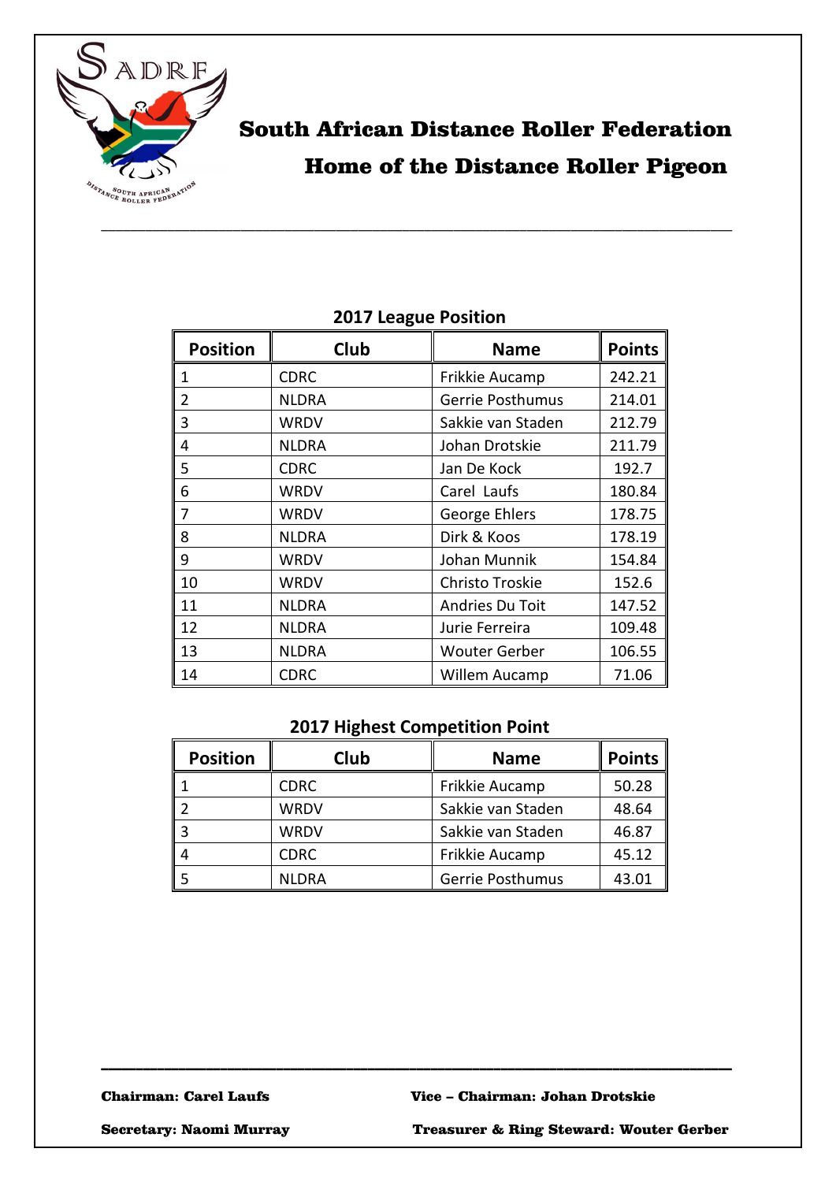# South African Distance Roller Federation

## Home of the Distance Roller Pigeon

### 2017 League Position

| Position | Club | Name | Points |
|---|---|---|---|
| 1 | CDRC | Frikkie Aucamp | 242.21 |
| 2 | NLDRA | Gerrie Posthumus | 214.01 |
| 3 | WRDV | Sakkie van Staden | 212.79 |
| 4 | NLDRA | Johan Drotskie | 211.79 |
| 5 | CDRC | Jan De Kock | 192.7 |
| 6 | WRDV | Carel Laufs | 180.84 |
| 7 | WRDV | George Ehlers | 178.75 |
| 8 | NLDRA | Dirk & Koos | 178.19 |
| 9 | WRDV | Johan Munnik | 154.84 |
| 10 | WRDV | Christo Troskie | 152.6 |
| 11 | NLDRA | Andries Du Toit | 147.52 |
| 12 | NLDRA | Jurie Ferreira | 109.48 |
| 13 | NLDRA | Wouter Gerber | 106.55 |
| 14 | CDRC | Willem Aucamp | 71.06 |

### 2017 Highest Competition Point

| Position | Club | Name | Points |
|---|---|---|---|
| 1 | CDRC | Frikkie Aucamp | 50.28 |
| 2 | WRDV | Sakkie van Staden | 48.64 |
| 3 | WRDV | Sakkie van Staden | 46.87 |
| 4 | CDRC | Frikkie Aucamp | 45.12 |
| 5 | NLDRA | Gerrie Posthumus | 43.01 |

**Chairman: Carel Laufs** **Vice – Chairman: Johan Drotskie**

**Secretary: Naomi Murray** **Treasurer & Ring Steward: Wouter Gerber**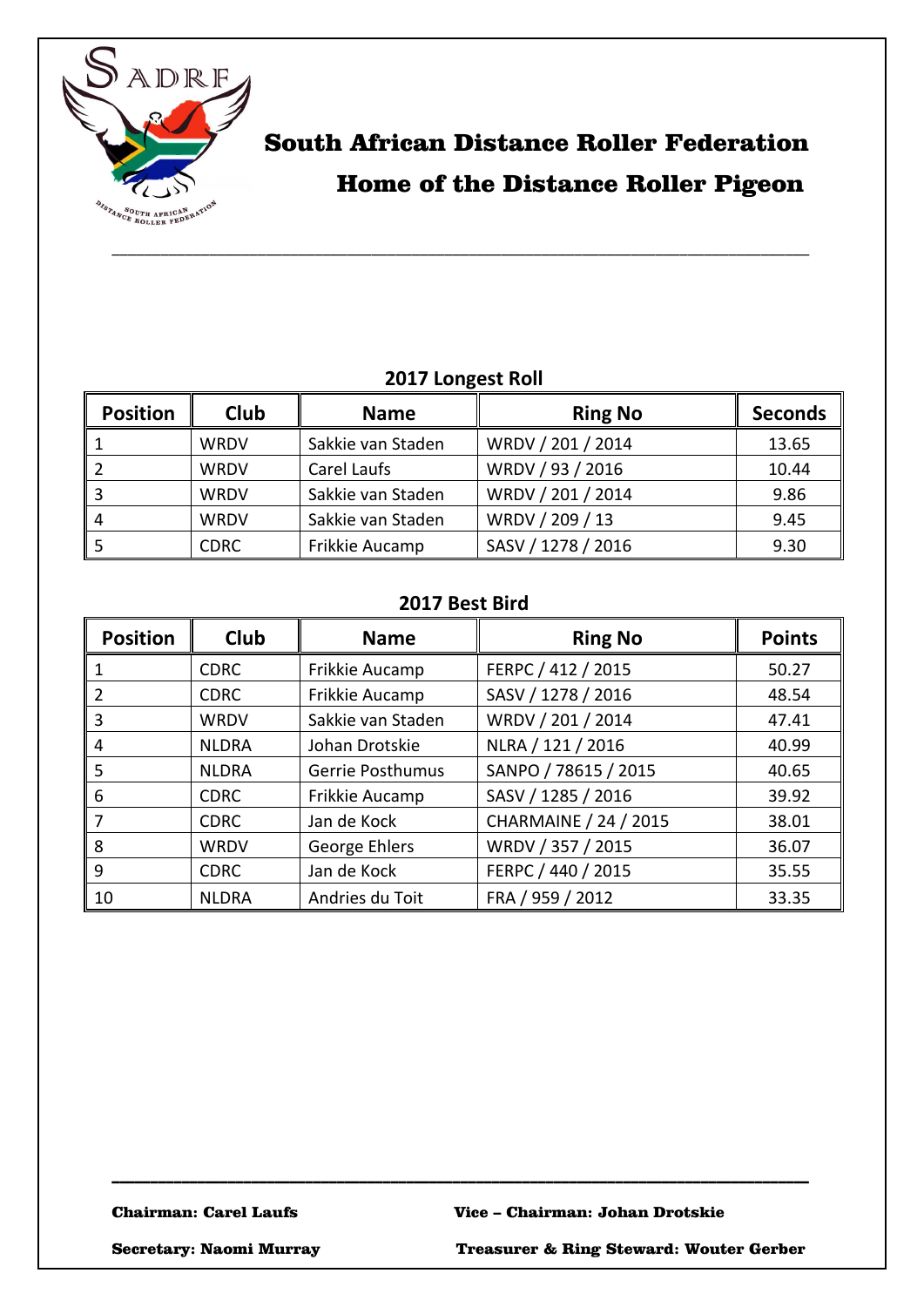# South African Distance Roller Federation

## Home of the Distance Roller Pigeon

---

### 2017 Longest Roll

| Position | Club | Name | Ring No | Seconds |
|---|---|---|---|---|
| 1 | WRDV | Sakkie van Staden | WRDV / 201 / 2014 | 13.65 |
| 2 | WRDV | Carel Laufs | WRDV / 93 / 2016 | 10.44 |
| 3 | WRDV | Sakkie van Staden | WRDV / 201 / 2014 | 9.86 |
| 4 | WRDV | Sakkie van Staden | WRDV / 209 / 13 | 9.45 |
| 5 | CDRC | Frikkie Aucamp | SASV / 1278 / 2016 | 9.30 |

### 2017 Best Bird

| Position | Club | Name | Ring No | Points |
|---|---|---|---|---|
| 1 | CDRC | Frikkie Aucamp | FERPC / 412 / 2015 | 50.27 |
| 2 | CDRC | Frikkie Aucamp | SASV / 1278 / 2016 | 48.54 |
| 3 | WRDV | Sakkie van Staden | WRDV / 201 / 2014 | 47.41 |
| 4 | NLDRA | Johan Drotskie | NLRA / 121 / 2016 | 40.99 |
| 5 | NLDRA | Gerrie Posthumus | SANPO / 78615 / 2015 | 40.65 |
| 6 | CDRC | Frikkie Aucamp | SASV / 1285 / 2016 | 39.92 |
| 7 | CDRC | Jan de Kock | CHARMAINE / 24 / 2015 | 38.01 |
| 8 | WRDV | George Ehlers | WRDV / 357 / 2015 | 36.07 |
| 9 | CDRC | Jan de Kock | FERPC / 440 / 2015 | 35.55 |
| 10 | NLDRA | Andries du Toit | FRA / 959 / 2012 | 33.35 |

---

**Chairman: Carel Laufs** | **Vice – Chairman: Johan Drotskie**

**Secretary: Naomi Murray** | **Treasurer & Ring Steward: Wouter Gerber**